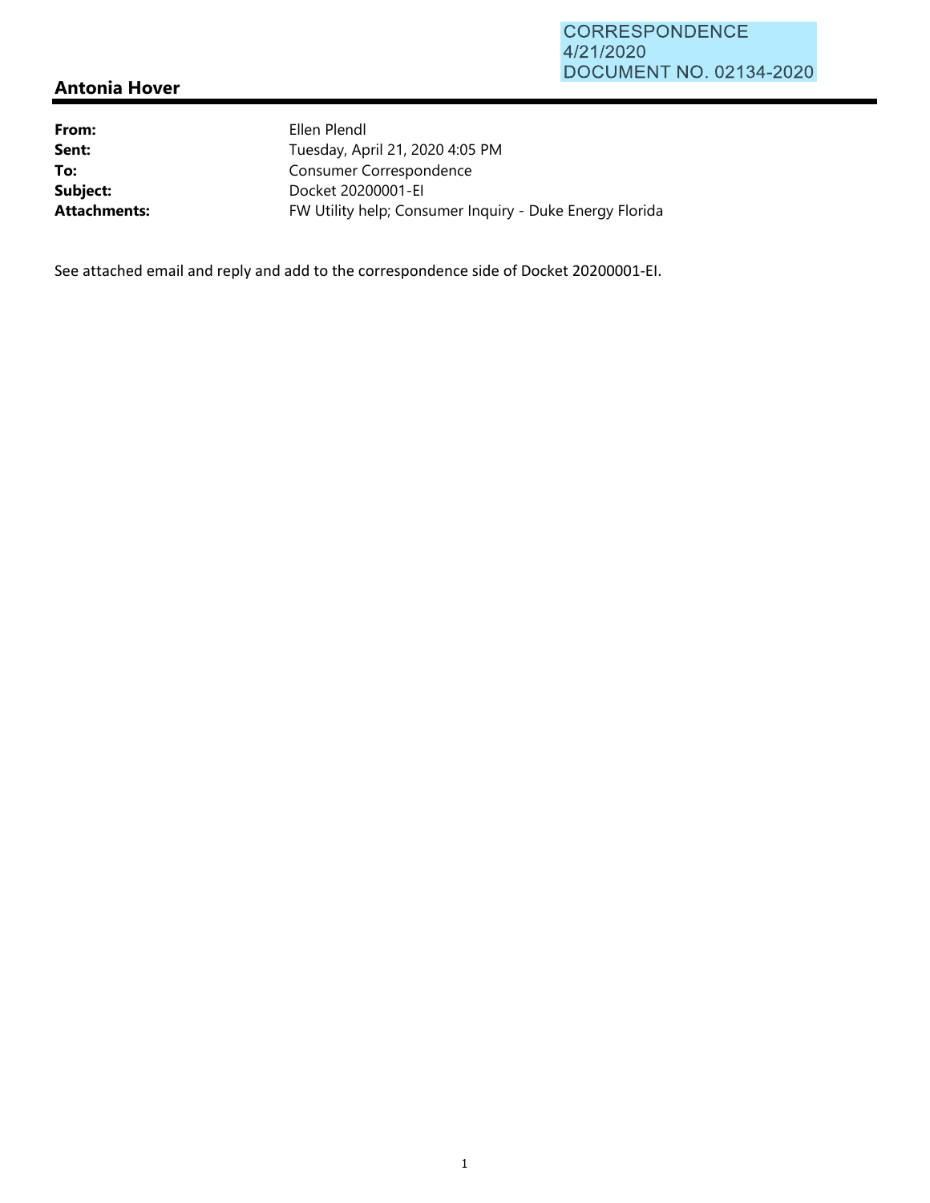CORRESPONDENCE
4/21/2020
DOCUMENT NO. 02134-2020

## Antonia Hover

| | |
|---|---|
| **From:** | Ellen Plendl |
| **Sent:** | Tuesday, April 21, 2020 4:05 PM |
| **To:** | Consumer Correspondence |
| **Subject:** | Docket 20200001-EI |
| **Attachments:** | FW Utility help; Consumer Inquiry - Duke Energy Florida |

See attached email and reply and add to the correspondence side of Docket 20200001-EI.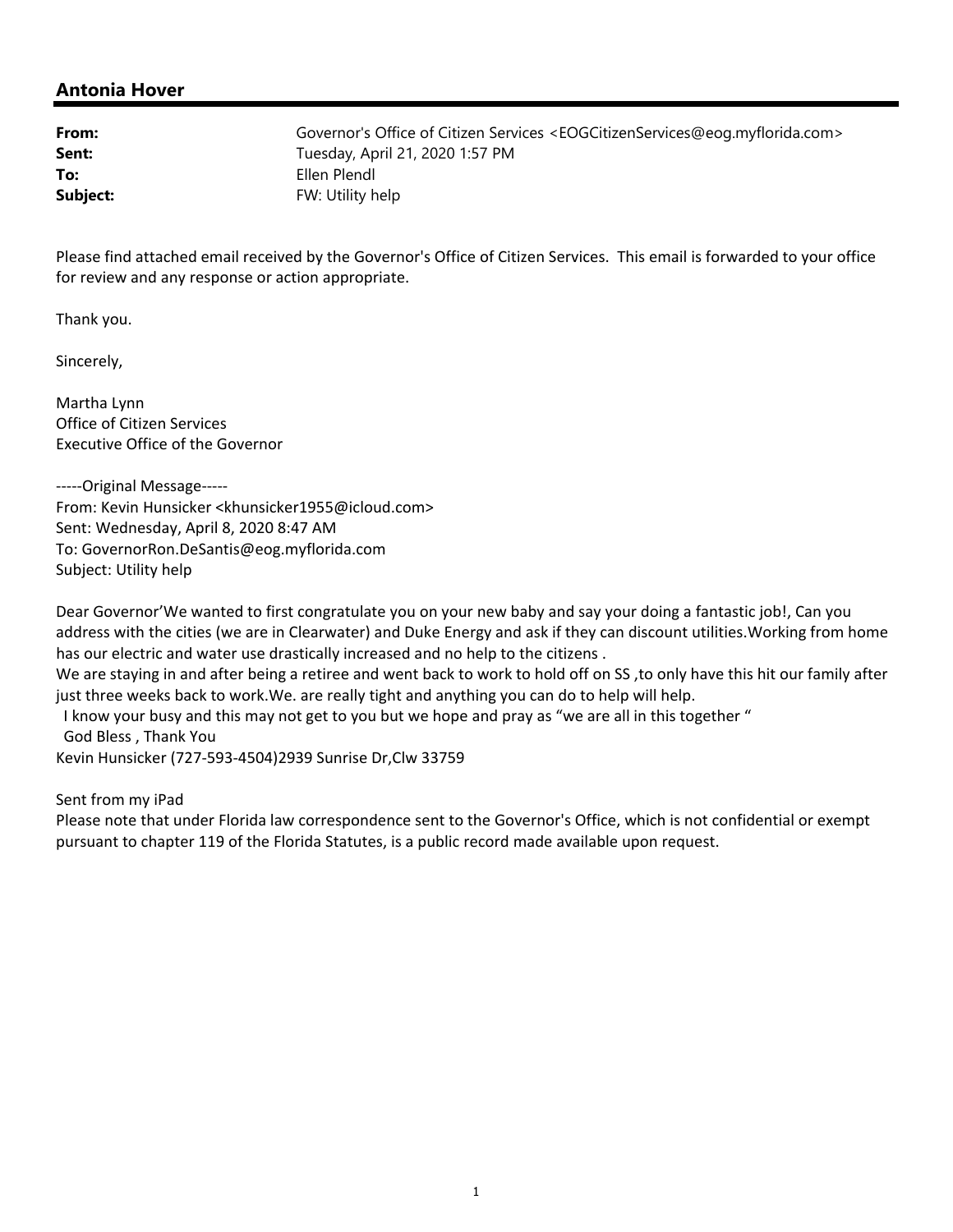## Antonia Hover

| | |
|---|---|
| **From:** | Governor's Office of Citizen Services <EOGCitizenServices@eog.myflorida.com> |
| **Sent:** | Tuesday, April 21, 2020 1:57 PM |
| **To:** | Ellen Plendl |
| **Subject:** | FW: Utility help |

Please find attached email received by the Governor's Office of Citizen Services. This email is forwarded to your office for review and any response or action appropriate.

Thank you.

Sincerely,

Martha Lynn
Office of Citizen Services
Executive Office of the Governor

-----Original Message-----
From: Kevin Hunsicker <khunsicker1955@icloud.com>
Sent: Wednesday, April 8, 2020 8:47 AM
To: GovernorRon.DeSantis@eog.myflorida.com
Subject: Utility help

Dear Governor'We wanted to first congratulate you on your new baby and say your doing a fantastic job!, Can you address with the cities (we are in Clearwater) and Duke Energy and ask if they can discount utilities.Working from home has our electric and water use drastically increased and no help to the citizens .
We are staying in and after being a retiree and went back to work to hold off on SS ,to only have this hit our family after just three weeks back to work.We. are really tight and anything you can do to help will help.
 I know your busy and this may not get to you but we hope and pray as "we are all in this together "
 God Bless , Thank You
Kevin Hunsicker (727-593-4504)2939 Sunrise Dr,Clw 33759

Sent from my iPad
Please note that under Florida law correspondence sent to the Governor's Office, which is not confidential or exempt pursuant to chapter 119 of the Florida Statutes, is a public record made available upon request.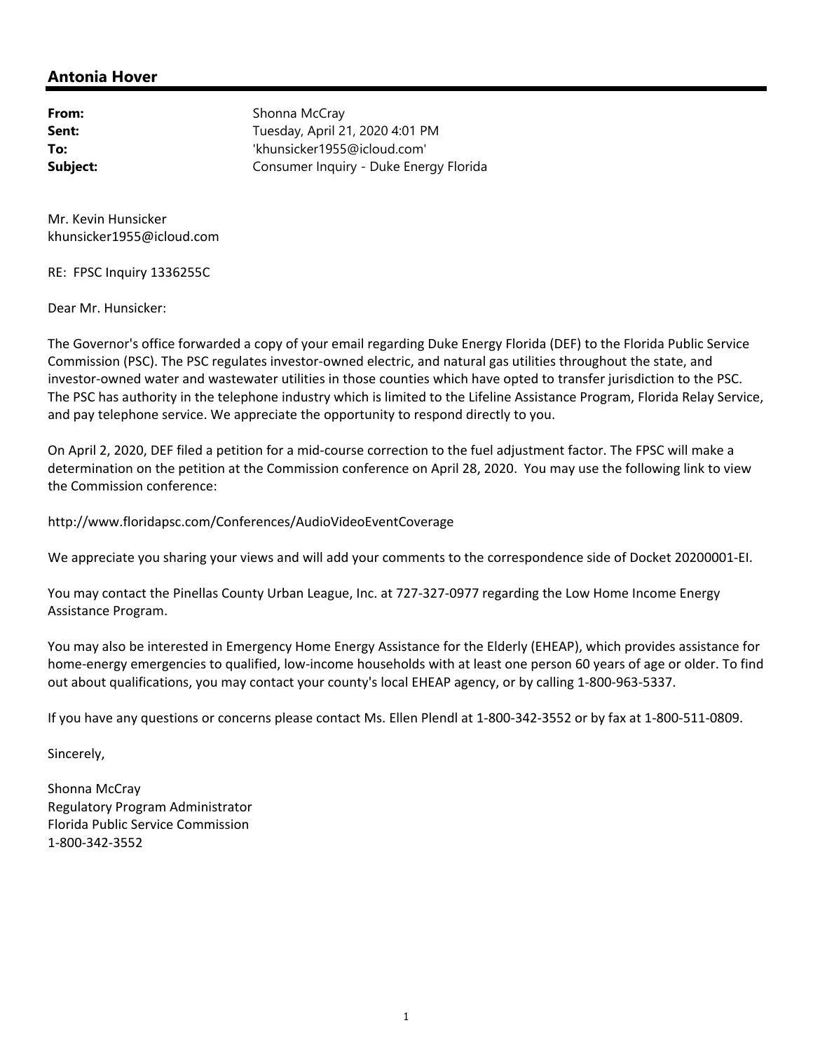## Antonia Hover

| | |
|---|---|
| **From:** | Shonna McCray |
| **Sent:** | Tuesday, April 21, 2020 4:01 PM |
| **To:** | 'khunsicker1955@icloud.com' |
| **Subject:** | Consumer Inquiry - Duke Energy Florida |

Mr. Kevin Hunsicker
khunsicker1955@icloud.com

RE: FPSC Inquiry 1336255C

Dear Mr. Hunsicker:

The Governor's office forwarded a copy of your email regarding Duke Energy Florida (DEF) to the Florida Public Service Commission (PSC). The PSC regulates investor-owned electric, and natural gas utilities throughout the state, and investor-owned water and wastewater utilities in those counties which have opted to transfer jurisdiction to the PSC. The PSC has authority in the telephone industry which is limited to the Lifeline Assistance Program, Florida Relay Service, and pay telephone service. We appreciate the opportunity to respond directly to you.

On April 2, 2020, DEF filed a petition for a mid-course correction to the fuel adjustment factor. The FPSC will make a determination on the petition at the Commission conference on April 28, 2020. You may use the following link to view the Commission conference:

http://www.floridapsc.com/Conferences/AudioVideoEventCoverage

We appreciate you sharing your views and will add your comments to the correspondence side of Docket 20200001-EI.

You may contact the Pinellas County Urban League, Inc. at 727-327-0977 regarding the Low Home Income Energy Assistance Program.

You may also be interested in Emergency Home Energy Assistance for the Elderly (EHEAP), which provides assistance for home-energy emergencies to qualified, low-income households with at least one person 60 years of age or older. To find out about qualifications, you may contact your county's local EHEAP agency, or by calling 1-800-963-5337.

If you have any questions or concerns please contact Ms. Ellen Plendl at 1-800-342-3552 or by fax at 1-800-511-0809.

Sincerely,

Shonna McCray
Regulatory Program Administrator
Florida Public Service Commission
1-800-342-3552